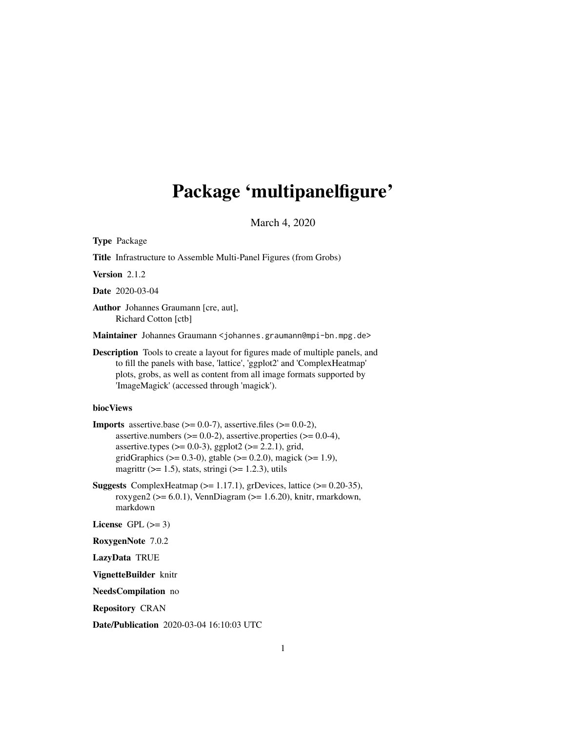# Package 'multipanelfigure'

March 4, 2020

**Type** Package

**Title** Infrastructure to Assemble Multi-Panel Figures (from Grobs)

**Version** 2.1.2

**Date** 2020-03-04

**Author** Johannes Graumann [cre, aut],
Richard Cotton [ctb]

**Maintainer** Johannes Graumann <johannes.graumann@mpi-bn.mpg.de>

**Description** Tools to create a layout for figures made of multiple panels, and to fill the panels with base, 'lattice', 'ggplot2' and 'ComplexHeatmap' plots, grobs, as well as content from all image formats supported by 'ImageMagick' (accessed through 'magick').

**biocViews**

**Imports** assertive.base (>= 0.0-7), assertive.files (>= 0.0-2), assertive.numbers (>= 0.0-2), assertive.properties (>= 0.0-4), assertive.types (>= 0.0-3), ggplot2 (>= 2.2.1), grid, gridGraphics (>= 0.3-0), gtable (>= 0.2.0), magick (>= 1.9), magrittr (>= 1.5), stats, stringi (>= 1.2.3), utils

**Suggests** ComplexHeatmap (>= 1.17.1), grDevices, lattice (>= 0.20-35), roxygen2 (>= 6.0.1), VennDiagram (>= 1.6.20), knitr, rmarkdown, markdown

**License** GPL (>= 3)

**RoxygenNote** 7.0.2

**LazyData** TRUE

**VignetteBuilder** knitr

**NeedsCompilation** no

**Repository** CRAN

**Date/Publication** 2020-03-04 16:10:03 UTC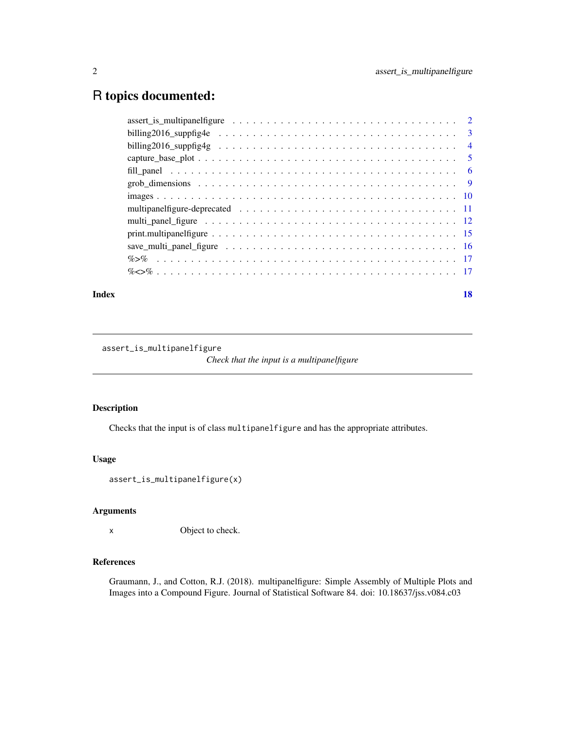# R topics documented:

assert_is_multipanelfigure . . . . . . . . . . . . . . . . . . . . . . . . . . . . . . . . . 2
billing2016_suppfig4e . . . . . . . . . . . . . . . . . . . . . . . . . . . . . . . . . . . . 3
billing2016_suppfig4g . . . . . . . . . . . . . . . . . . . . . . . . . . . . . . . . . . . . 4
capture_base_plot . . . . . . . . . . . . . . . . . . . . . . . . . . . . . . . . . . . . . . 5
fill_panel . . . . . . . . . . . . . . . . . . . . . . . . . . . . . . . . . . . . . . . . . 6
grob_dimensions . . . . . . . . . . . . . . . . . . . . . . . . . . . . . . . . . . . . . . 9
images . . . . . . . . . . . . . . . . . . . . . . . . . . . . . . . . . . . . . . . . . . 10
multipanelfigure-deprecated . . . . . . . . . . . . . . . . . . . . . . . . . . . . . . . . 11
multi_panel_figure . . . . . . . . . . . . . . . . . . . . . . . . . . . . . . . . . . . . . 12
print.multipanelfigure . . . . . . . . . . . . . . . . . . . . . . . . . . . . . . . . . . . 15
save_multi_panel_figure . . . . . . . . . . . . . . . . . . . . . . . . . . . . . . . . . . 16
%>% . . . . . . . . . . . . . . . . . . . . . . . . . . . . . . . . . . . . . . . . . . . . 17
%<>% . . . . . . . . . . . . . . . . . . . . . . . . . . . . . . . . . . . . . . . . . . . 17

**Index** **18**

---

`assert_is_multipanelfigure` *Check that the input is a multipanelfigure*

---

### Description

Checks that the input is of class `multipanelfigure` and has the appropriate attributes.

### Usage

```
assert_is_multipanelfigure(x)
```

### Arguments

`x` Object to check.

### References

Graumann, J., and Cotton, R.J. (2018). multipanelfigure: Simple Assembly of Multiple Plots and Images into a Compound Figure. Journal of Statistical Software 84. doi: 10.18637/jss.v084.c03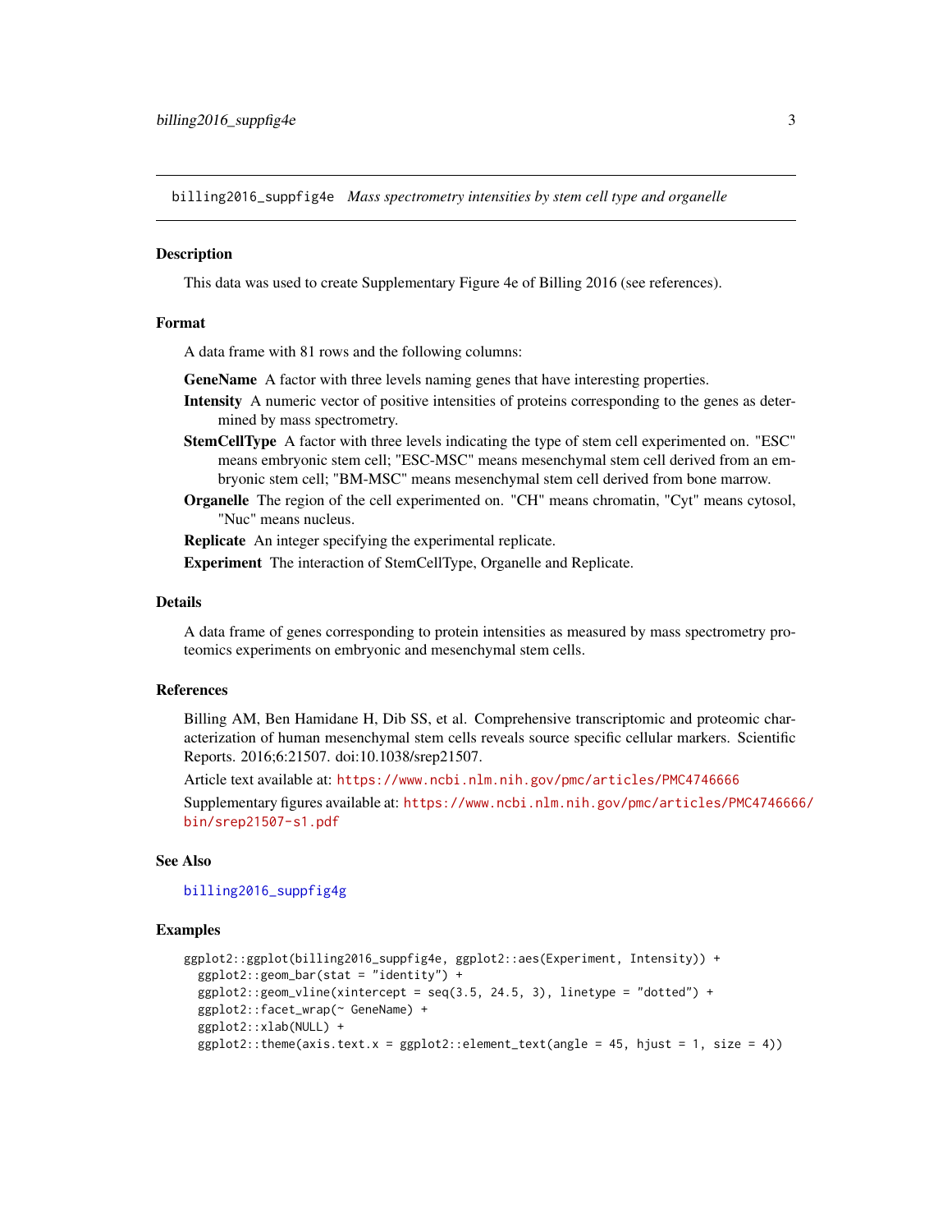billing2016_suppfig4e *Mass spectrometry intensities by stem cell type and organelle*

## Description

This data was used to create Supplementary Figure 4e of Billing 2016 (see references).

## Format

A data frame with 81 rows and the following columns:

**GeneName** A factor with three levels naming genes that have interesting properties.

**Intensity** A numeric vector of positive intensities of proteins corresponding to the genes as determined by mass spectrometry.

**StemCellType** A factor with three levels indicating the type of stem cell experimented on. "ESC" means embryonic stem cell; "ESC-MSC" means mesenchymal stem cell derived from an embryonic stem cell; "BM-MSC" means mesenchymal stem cell derived from bone marrow.

**Organelle** The region of the cell experimented on. "CH" means chromatin, "Cyt" means cytosol, "Nuc" means nucleus.

**Replicate** An integer specifying the experimental replicate.

**Experiment** The interaction of StemCellType, Organelle and Replicate.

## Details

A data frame of genes corresponding to protein intensities as measured by mass spectrometry proteomics experiments on embryonic and mesenchymal stem cells.

## References

Billing AM, Ben Hamidane H, Dib SS, et al. Comprehensive transcriptomic and proteomic characterization of human mesenchymal stem cells reveals source specific cellular markers. Scientific Reports. 2016;6:21507. doi:10.1038/srep21507.

Article text available at: https://www.ncbi.nlm.nih.gov/pmc/articles/PMC4746666

Supplementary figures available at: https://www.ncbi.nlm.nih.gov/pmc/articles/PMC4746666/bin/srep21507-s1.pdf

## See Also

billing2016_suppfig4g

## Examples

```
ggplot2::ggplot(billing2016_suppfig4e, ggplot2::aes(Experiment, Intensity)) +
  ggplot2::geom_bar(stat = "identity") +
  ggplot2::geom_vline(xintercept = seq(3.5, 24.5, 3), linetype = "dotted") +
  ggplot2::facet_wrap(~ GeneName) +
  ggplot2::xlab(NULL) +
  ggplot2::theme(axis.text.x = ggplot2::element_text(angle = 45, hjust = 1, size = 4))
```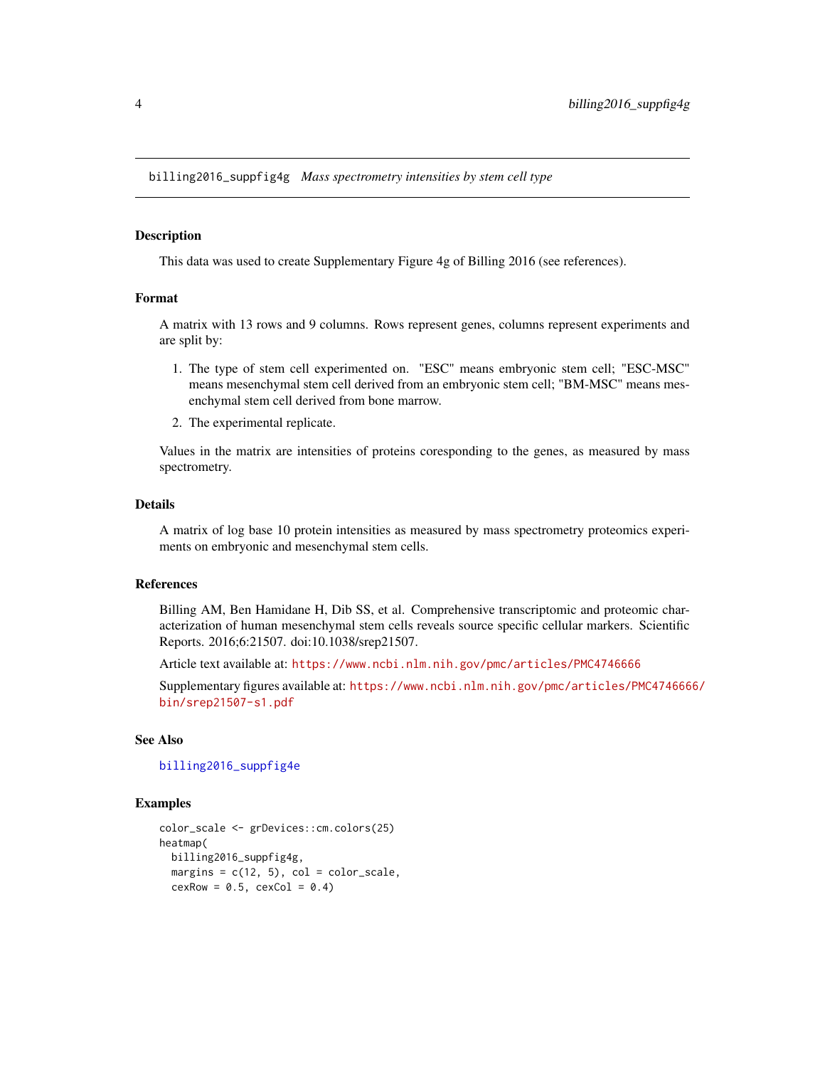# billing2016_suppfig4g *Mass spectrometry intensities by stem cell type*

## Description

This data was used to create Supplementary Figure 4g of Billing 2016 (see references).

## Format

A matrix with 13 rows and 9 columns. Rows represent genes, columns represent experiments and are split by:

1. The type of stem cell experimented on. "ESC" means embryonic stem cell; "ESC-MSC" means mesenchymal stem cell derived from an embryonic stem cell; "BM-MSC" means mesenchymal stem cell derived from bone marrow.
2. The experimental replicate.

Values in the matrix are intensities of proteins coresponding to the genes, as measured by mass spectrometry.

## Details

A matrix of log base 10 protein intensities as measured by mass spectrometry proteomics experiments on embryonic and mesenchymal stem cells.

## References

Billing AM, Ben Hamidane H, Dib SS, et al. Comprehensive transcriptomic and proteomic characterization of human mesenchymal stem cells reveals source specific cellular markers. Scientific Reports. 2016;6:21507. doi:10.1038/srep21507.

Article text available at: https://www.ncbi.nlm.nih.gov/pmc/articles/PMC4746666

Supplementary figures available at: https://www.ncbi.nlm.nih.gov/pmc/articles/PMC4746666/bin/srep21507-s1.pdf

## See Also

billing2016_suppfig4e

## Examples

```
color_scale <- grDevices::cm.colors(25)
heatmap(
  billing2016_suppfig4g,
  margins = c(12, 5), col = color_scale,
  cexRow = 0.5, cexCol = 0.4)
```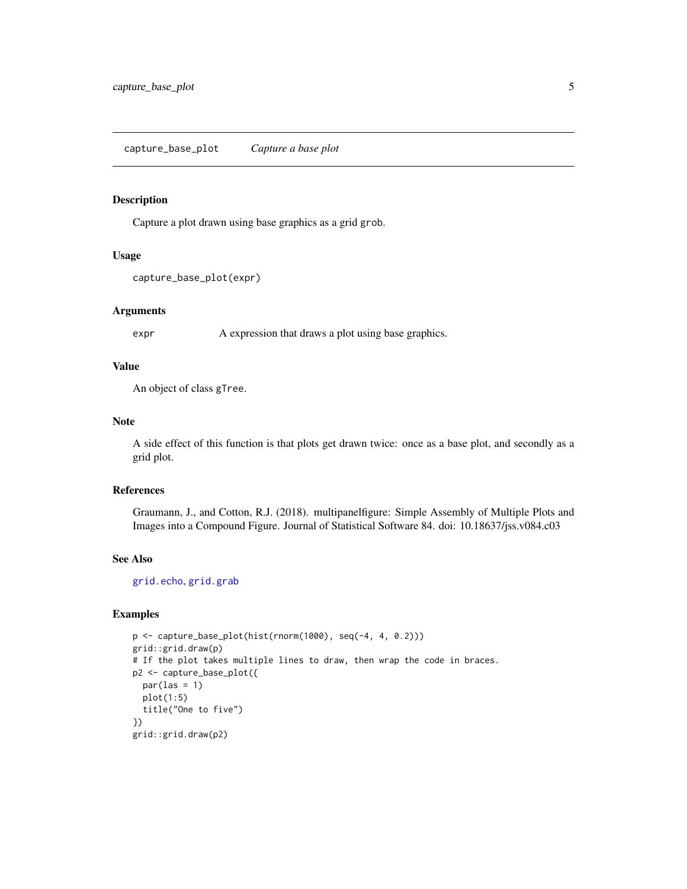## capture_base_plot    *Capture a base plot*

### Description

Capture a plot drawn using base graphics as a grid `grob`.

### Usage

```
capture_base_plot(expr)
```

### Arguments

| | |
|---|---|
| `expr` | A expression that draws a plot using base graphics. |

### Value

An object of class `gTree`.

### Note

A side effect of this function is that plots get drawn twice: once as a base plot, and secondly as a grid plot.

### References

Graumann, J., and Cotton, R.J. (2018). multipanelfigure: Simple Assembly of Multiple Plots and Images into a Compound Figure. Journal of Statistical Software 84. doi: 10.18637/jss.v084.c03

### See Also

`grid.echo`, `grid.grab`

### Examples

```
p <- capture_base_plot(hist(rnorm(1000), seq(-4, 4, 0.2)))
grid::grid.draw(p)
# If the plot takes multiple lines to draw, then wrap the code in braces.
p2 <- capture_base_plot({
  par(las = 1)
  plot(1:5)
  title("One to five")
})
grid::grid.draw(p2)
```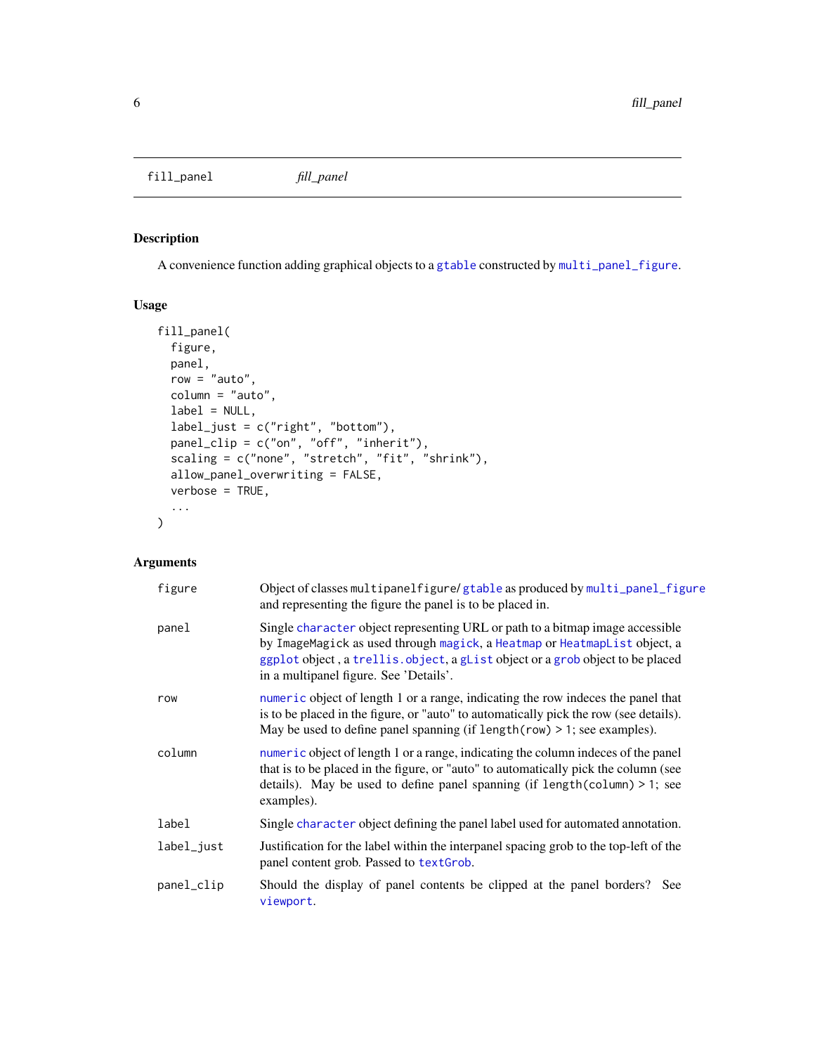fill_panel *fill_panel*

## Description

A convenience function adding graphical objects to a gtable constructed by multi_panel_figure.

## Usage

```
fill_panel(
  figure,
  panel,
  row = "auto",
  column = "auto",
  label = NULL,
  label_just = c("right", "bottom"),
  panel_clip = c("on", "off", "inherit"),
  scaling = c("none", "stretch", "fit", "shrink"),
  allow_panel_overwriting = FALSE,
  verbose = TRUE,
  ...
)
```

## Arguments

| | |
|---|---|
| figure | Object of classes multipanelfigure/ gtable as produced by multi_panel_figure and representing the figure the panel is to be placed in. |
| panel | Single character object representing URL or path to a bitmap image accessible by ImageMagick as used through magick, a Heatmap or HeatmapList object, a ggplot object , a trellis.object, a gList object or a grob object to be placed in a multipanel figure. See 'Details'. |
| row | numeric object of length 1 or a range, indicating the row indeces the panel that is to be placed in the figure, or "auto" to automatically pick the row (see details). May be used to define panel spanning (if length(row) > 1; see examples). |
| column | numeric object of length 1 or a range, indicating the column indeces of the panel that is to be placed in the figure, or "auto" to automatically pick the column (see details). May be used to define panel spanning (if length(column) > 1; see examples). |
| label | Single character object defining the panel label used for automated annotation. |
| label_just | Justification for the label within the interpanel spacing grob to the top-left of the panel content grob. Passed to textGrob. |
| panel_clip | Should the display of panel contents be clipped at the panel borders? See viewport. |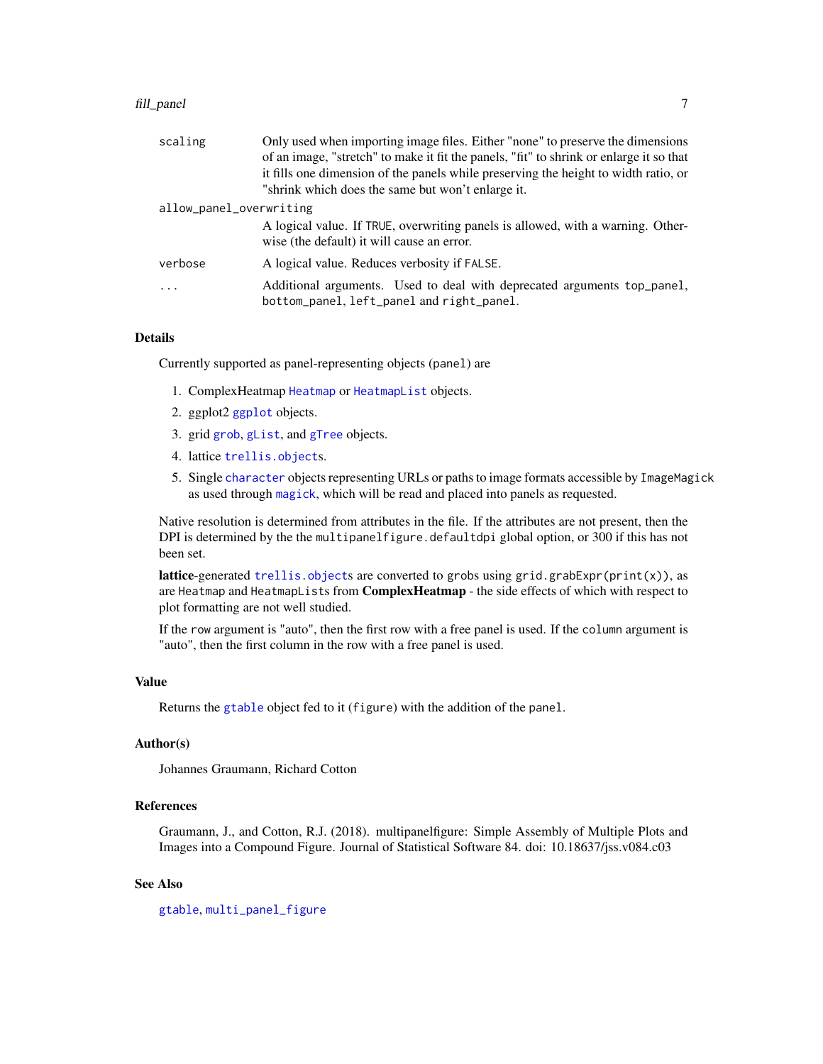| | |
|---|---|
| `scaling` | Only used when importing image files. Either "none" to preserve the dimensions of an image, "stretch" to make it fit the panels, "fit" to shrink or enlarge it so that it fills one dimension of the panels while preserving the height to width ratio, or "shrink which does the same but won't enlarge it. |
| `allow_panel_overwriting` | A logical value. If `TRUE`, overwriting panels is allowed, with a warning. Otherwise (the default) it will cause an error. |
| `verbose` | A logical value. Reduces verbosity if `FALSE`. |
| `...` | Additional arguments. Used to deal with deprecated arguments `top_panel`, `bottom_panel`, `left_panel` and `right_panel`. |

## Details

Currently supported as panel-representing objects (`panel`) are

1. ComplexHeatmap `Heatmap` or `HeatmapList` objects.
2. ggplot2 `ggplot` objects.
3. grid `grob`, `gList`, and `gTree` objects.
4. lattice `trellis.object`s.
5. Single `character` objects representing URLs or paths to image formats accessible by `ImageMagick` as used through `magick`, which will be read and placed into panels as requested.

Native resolution is determined from attributes in the file. If the attributes are not present, then the DPI is determined by the the `multipanelfigure.defaultdpi` global option, or 300 if this has not been set.

**lattice**-generated `trellis.object`s are converted to grobs using `grid.grabExpr(print(x))`, as are `Heatmap` and `HeatmapList`s from **ComplexHeatmap** - the side effects of which with respect to plot formatting are not well studied.

If the `row` argument is "auto", then the first row with a free panel is used. If the `column` argument is "auto", then the first column in the row with a free panel is used.

## Value

Returns the `gtable` object fed to it (`figure`) with the addition of the `panel`.

## Author(s)

Johannes Graumann, Richard Cotton

## References

Graumann, J., and Cotton, R.J. (2018). multipanelfigure: Simple Assembly of Multiple Plots and Images into a Compound Figure. Journal of Statistical Software 84. doi: 10.18637/jss.v084.c03

## See Also

`gtable`, `multi_panel_figure`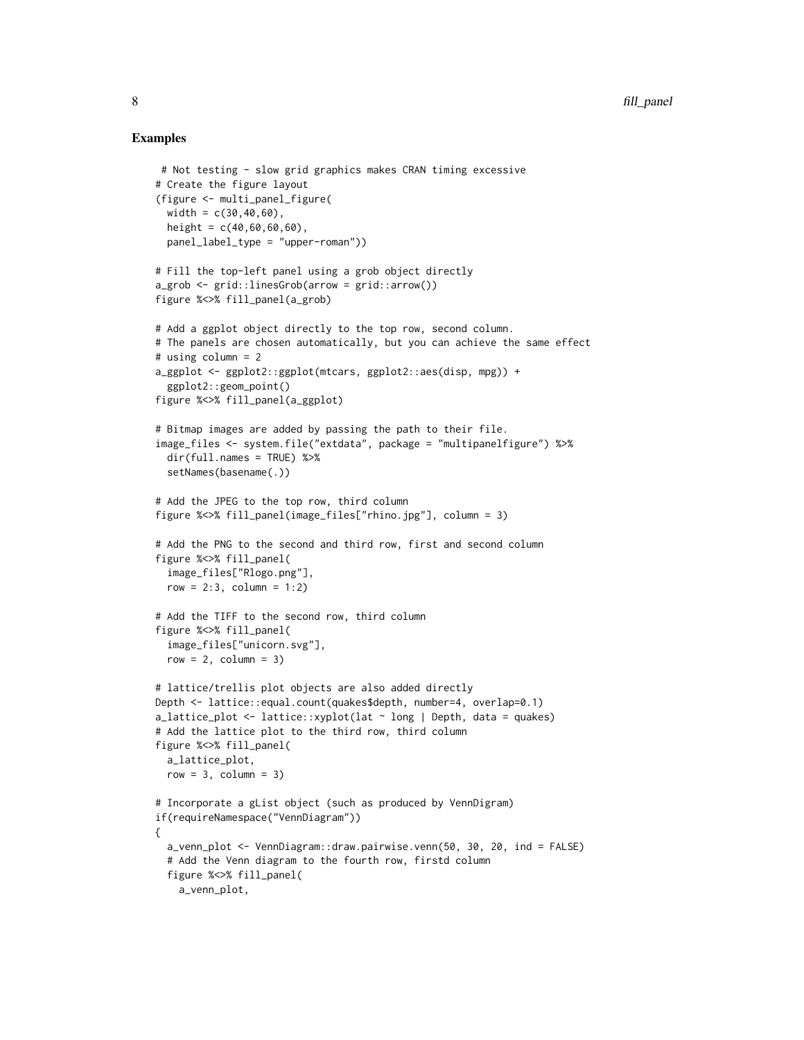## Examples

```
 # Not testing - slow grid graphics makes CRAN timing excessive
# Create the figure layout
(figure <- multi_panel_figure(
  width = c(30,40,60),
  height = c(40,60,60,60),
  panel_label_type = "upper-roman"))

# Fill the top-left panel using a grob object directly
a_grob <- grid::linesGrob(arrow = grid::arrow())
figure %<>% fill_panel(a_grob)

# Add a ggplot object directly to the top row, second column.
# The panels are chosen automatically, but you can achieve the same effect
# using column = 2
a_ggplot <- ggplot2::ggplot(mtcars, ggplot2::aes(disp, mpg)) +
  ggplot2::geom_point()
figure %<>% fill_panel(a_ggplot)

# Bitmap images are added by passing the path to their file.
image_files <- system.file("extdata", package = "multipanelfigure") %>%
  dir(full.names = TRUE) %>%
  setNames(basename(.))

# Add the JPEG to the top row, third column
figure %<>% fill_panel(image_files["rhino.jpg"], column = 3)

# Add the PNG to the second and third row, first and second column
figure %<>% fill_panel(
  image_files["Rlogo.png"],
  row = 2:3, column = 1:2)

# Add the TIFF to the second row, third column
figure %<>% fill_panel(
  image_files["unicorn.svg"],
  row = 2, column = 3)

# lattice/trellis plot objects are also added directly
Depth <- lattice::equal.count(quakes$depth, number=4, overlap=0.1)
a_lattice_plot <- lattice::xyplot(lat ~ long | Depth, data = quakes)
# Add the lattice plot to the third row, third column
figure %<>% fill_panel(
  a_lattice_plot,
  row = 3, column = 3)

# Incorporate a gList object (such as produced by VennDigram)
if(requireNamespace("VennDiagram"))
{
  a_venn_plot <- VennDiagram::draw.pairwise.venn(50, 30, 20, ind = FALSE)
  # Add the Venn diagram to the fourth row, firstd column
  figure %<>% fill_panel(
    a_venn_plot,
```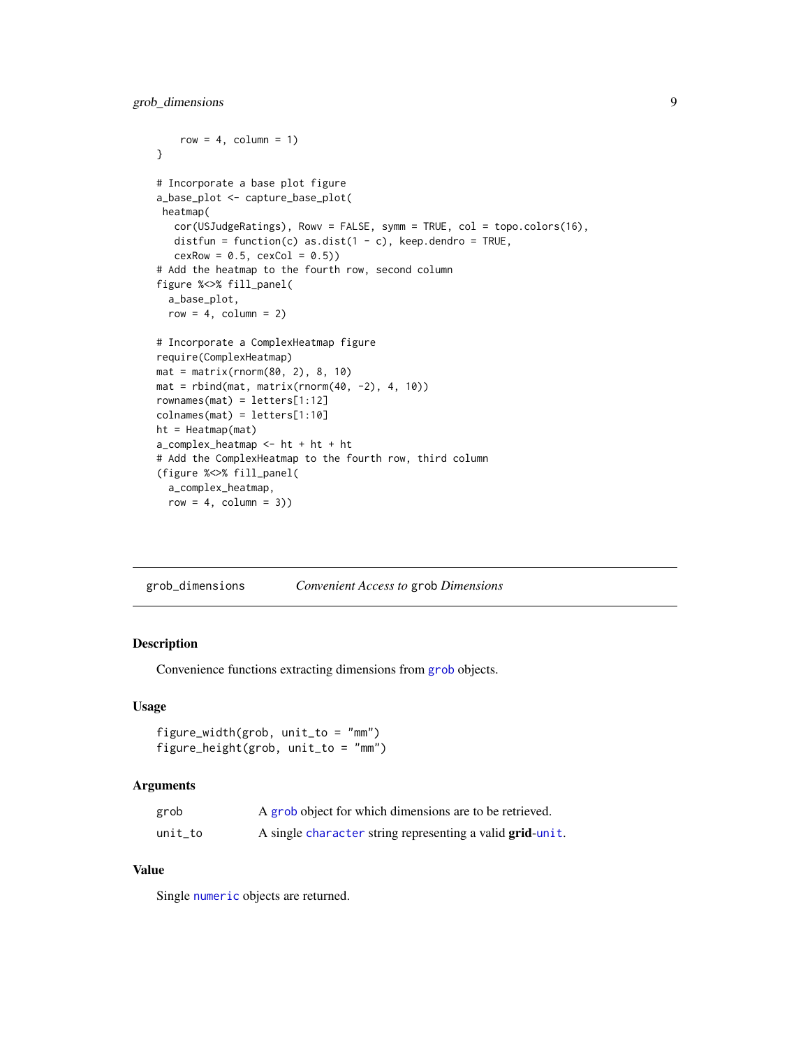```
    row = 4, column = 1)
}

# Incorporate a base plot figure
a_base_plot <- capture_base_plot(
 heatmap(
   cor(USJudgeRatings), Rowv = FALSE, symm = TRUE, col = topo.colors(16),
   distfun = function(c) as.dist(1 - c), keep.dendro = TRUE,
   cexRow = 0.5, cexCol = 0.5))
# Add the heatmap to the fourth row, second column
figure %<>% fill_panel(
  a_base_plot,
  row = 4, column = 2)

# Incorporate a ComplexHeatmap figure
require(ComplexHeatmap)
mat = matrix(rnorm(80, 2), 8, 10)
mat = rbind(mat, matrix(rnorm(40, -2), 4, 10))
rownames(mat) = letters[1:12]
colnames(mat) = letters[1:10]
ht = Heatmap(mat)
a_complex_heatmap <- ht + ht + ht
# Add the ComplexHeatmap to the fourth row, third column
(figure %<>% fill_panel(
  a_complex_heatmap,
  row = 4, column = 3))
```

---

## grob_dimensions — *Convenient Access to* `grob` *Dimensions*

### Description

Convenience functions extracting dimensions from `grob` objects.

### Usage

```
figure_width(grob, unit_to = "mm")
figure_height(grob, unit_to = "mm")
```

### Arguments

| | |
|---|---|
| `grob` | A `grob` object for which dimensions are to be retrieved. |
| `unit_to` | A single `character` string representing a valid **grid**-`unit`. |

### Value

Single `numeric` objects are returned.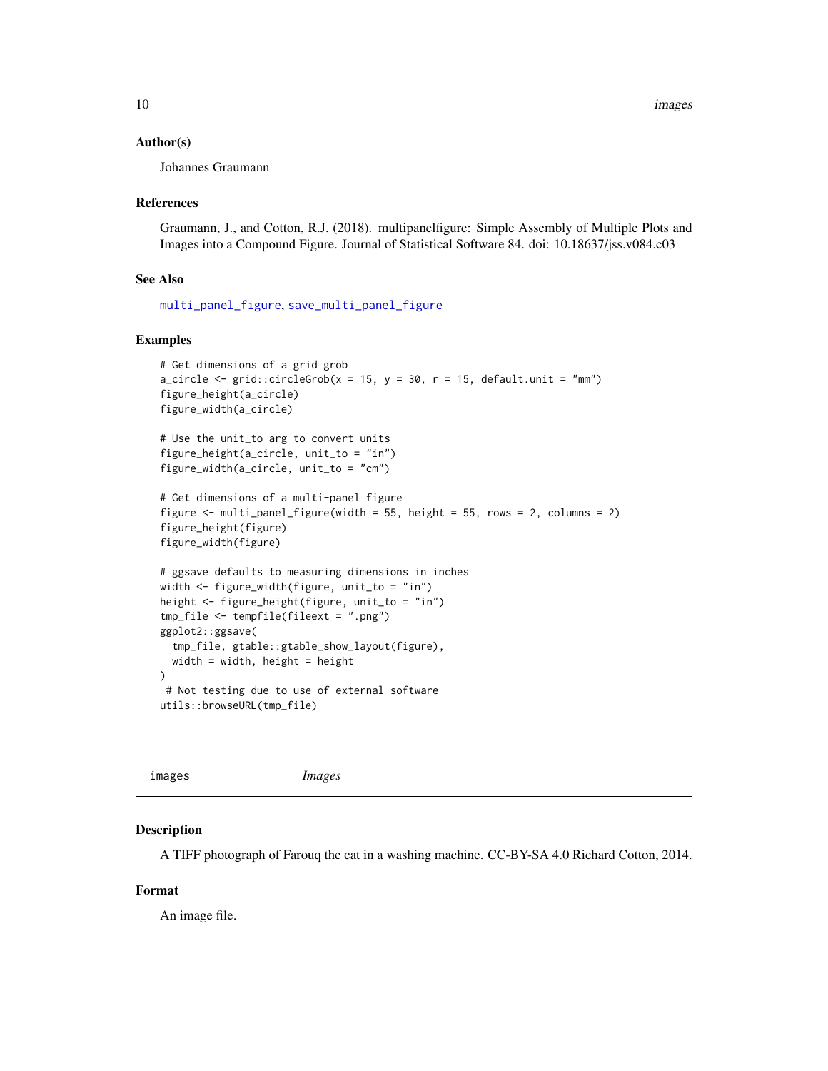### Author(s)

Johannes Graumann

### References

Graumann, J., and Cotton, R.J. (2018). multipanelfigure: Simple Assembly of Multiple Plots and Images into a Compound Figure. Journal of Statistical Software 84. doi: 10.18637/jss.v084.c03

### See Also

multi_panel_figure, save_multi_panel_figure

### Examples

```
# Get dimensions of a grid grob
a_circle <- grid::circleGrob(x = 15, y = 30, r = 15, default.unit = "mm")
figure_height(a_circle)
figure_width(a_circle)

# Use the unit_to arg to convert units
figure_height(a_circle, unit_to = "in")
figure_width(a_circle, unit_to = "cm")

# Get dimensions of a multi-panel figure
figure <- multi_panel_figure(width = 55, height = 55, rows = 2, columns = 2)
figure_height(figure)
figure_width(figure)

# ggsave defaults to measuring dimensions in inches
width <- figure_width(figure, unit_to = "in")
height <- figure_height(figure, unit_to = "in")
tmp_file <- tempfile(fileext = ".png")
ggplot2::ggsave(
  tmp_file, gtable::gtable_show_layout(figure),
  width = width, height = height
)
 # Not testing due to use of external software
utils::browseURL(tmp_file)
```

---

## images — *Images*

### Description

A TIFF photograph of Farouq the cat in a washing machine. CC-BY-SA 4.0 Richard Cotton, 2014.

### Format

An image file.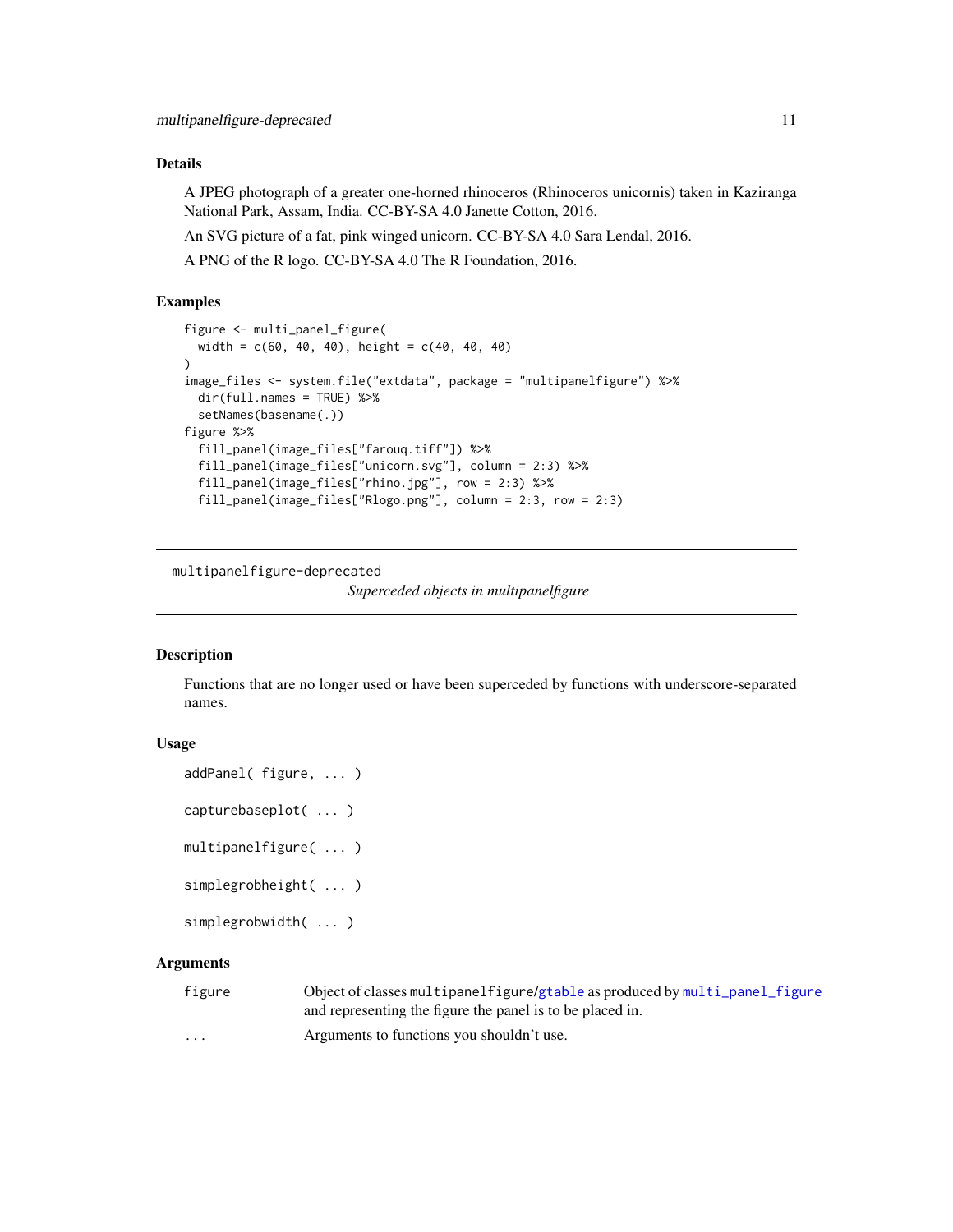## Details

A JPEG photograph of a greater one-horned rhinoceros (Rhinoceros unicornis) taken in Kaziranga National Park, Assam, India. CC-BY-SA 4.0 Janette Cotton, 2016.

An SVG picture of a fat, pink winged unicorn. CC-BY-SA 4.0 Sara Lendal, 2016.

A PNG of the R logo. CC-BY-SA 4.0 The R Foundation, 2016.

## Examples

```
figure <- multi_panel_figure(
  width = c(60, 40, 40), height = c(40, 40, 40)
)
image_files <- system.file("extdata", package = "multipanelfigure") %>%
  dir(full.names = TRUE) %>%
  setNames(basename(.))
figure %>%
  fill_panel(image_files["farouq.tiff"]) %>%
  fill_panel(image_files["unicorn.svg"], column = 2:3) %>%
  fill_panel(image_files["rhino.jpg"], row = 2:3) %>%
  fill_panel(image_files["Rlogo.png"], column = 2:3, row = 2:3)
```

---

# multipanelfigure-deprecated

*Superceded objects in multipanelfigure*

## Description

Functions that are no longer used or have been superceded by functions with underscore-separated names.

## Usage

```
addPanel( figure, ... )

capturebaseplot( ... )

multipanelfigure( ... )

simplegrobheight( ... )

simplegrobwidth( ... )
```

## Arguments

| | |
|---|---|
| figure | Object of classes multipanelfigure/gtable as produced by multi_panel_figure and representing the figure the panel is to be placed in. |
| ... | Arguments to functions you shouldn't use. |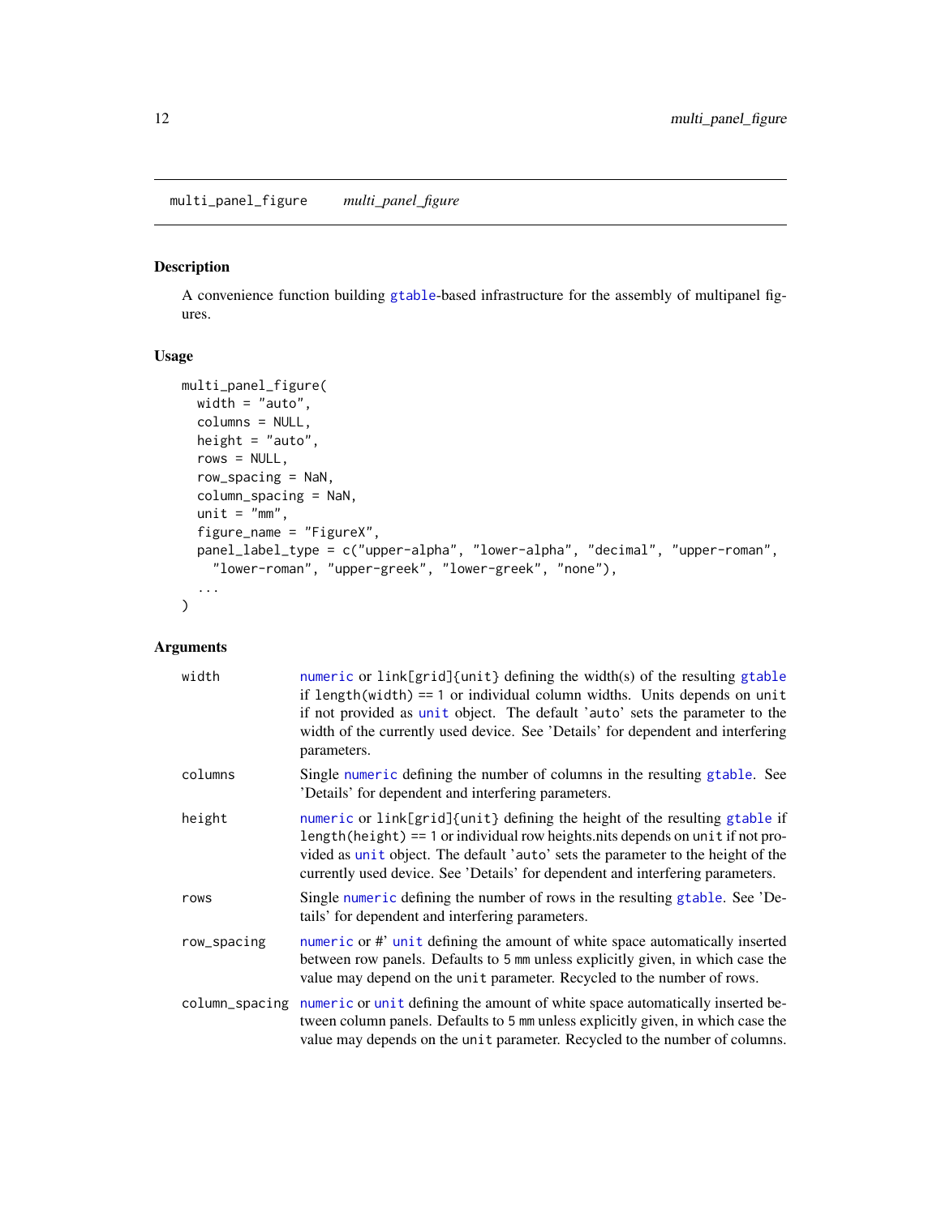multi_panel_figure    *multi_panel_figure*

### Description

A convenience function building gtable-based infrastructure for the assembly of multipanel figures.

### Usage

```
multi_panel_figure(
  width = "auto",
  columns = NULL,
  height = "auto",
  rows = NULL,
  row_spacing = NaN,
  column_spacing = NaN,
  unit = "mm",
  figure_name = "FigureX",
  panel_label_type = c("upper-alpha", "lower-alpha", "decimal", "upper-roman",
    "lower-roman", "upper-greek", "lower-greek", "none"),
  ...
)
```

### Arguments

| | |
|---|---|
| width | numeric or link[grid]{unit} defining the width(s) of the resulting gtable if `length(width) == 1` or individual column widths. Units depends on `unit` if not provided as unit object. The default 'auto' sets the parameter to the width of the currently used device. See 'Details' for dependent and interfering parameters. |
| columns | Single numeric defining the number of columns in the resulting gtable. See 'Details' for dependent and interfering parameters. |
| height | numeric or link[grid]{unit} defining the height of the resulting gtable if `length(height) == 1` or individual row heights.nits depends on `unit` if not provided as unit object. The default 'auto' sets the parameter to the height of the currently used device. See 'Details' for dependent and interfering parameters. |
| rows | Single numeric defining the number of rows in the resulting gtable. See 'Details' for dependent and interfering parameters. |
| row_spacing | numeric or #' unit defining the amount of white space automatically inserted between row panels. Defaults to 5 mm unless explicitly given, in which case the value may depend on the `unit` parameter. Recycled to the number of rows. |
| column_spacing | numeric or unit defining the amount of white space automatically inserted between column panels. Defaults to 5 mm unless explicitly given, in which case the value may depends on the `unit` parameter. Recycled to the number of columns. |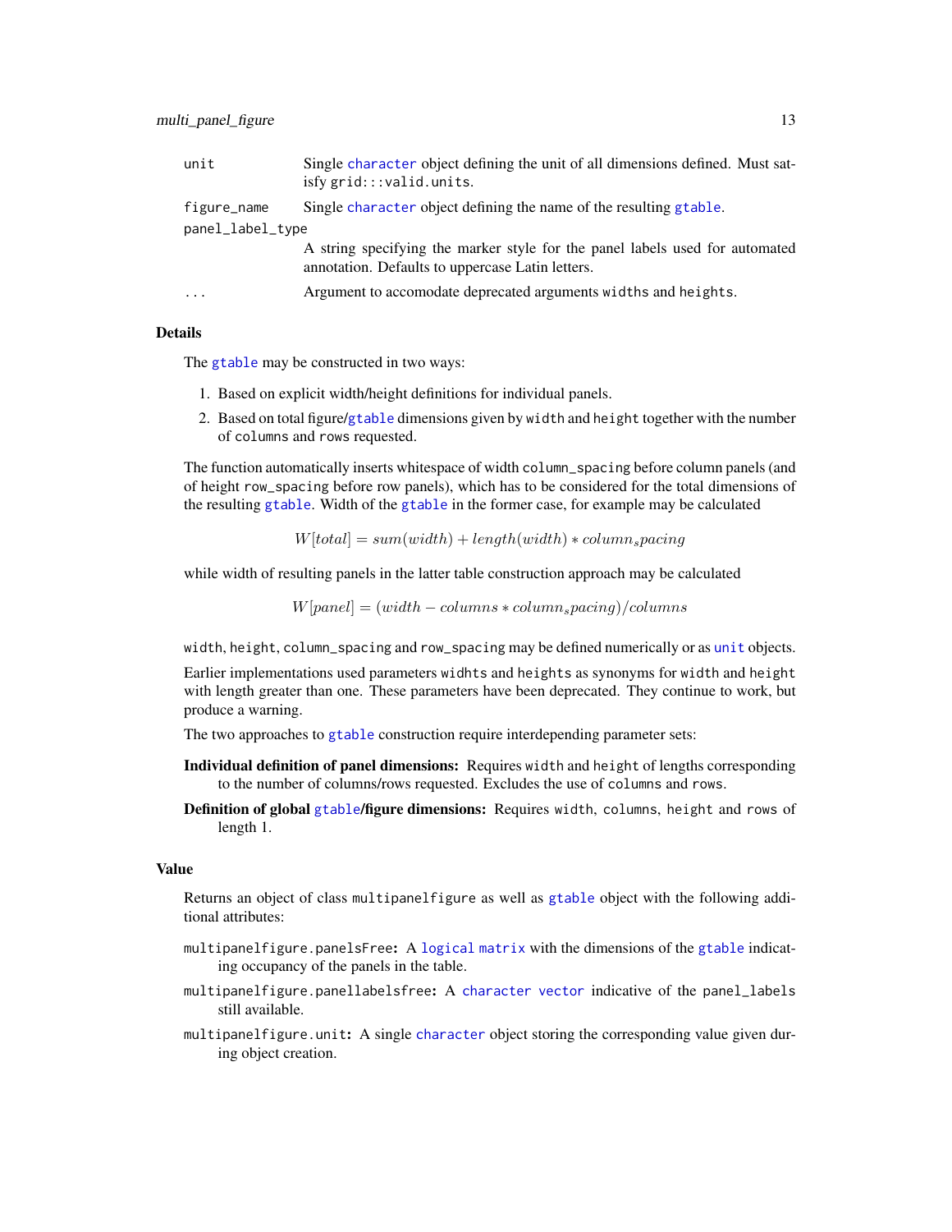| | |
|---|---|
| `unit` | Single character object defining the unit of all dimensions defined. Must satisfy `grid::valid.units`. |
| `figure_name` | Single character object defining the name of the resulting gtable. |
| `panel_label_type` | A string specifying the marker style for the panel labels used for automated annotation. Defaults to uppercase Latin letters. |
| `...` | Argument to accomodate deprecated arguments `widths` and `heights`. |

## Details

The gtable may be constructed in two ways:

1. Based on explicit width/height definitions for individual panels.
2. Based on total figure/gtable dimensions given by `width` and `height` together with the number of `columns` and `rows` requested.

The function automatically inserts whitespace of width `column_spacing` before column panels (and of height `row_spacing` before row panels), which has to be considered for the total dimensions of the resulting gtable. Width of the gtable in the former case, for example may be calculated

$$W[total] = sum(width) + length(width) * column_spacing$$

while width of resulting panels in the latter table construction approach may be calculated

$$W[panel] = (width - columns * column_spacing)/columns$$

`width`, `height`, `column_spacing` and `row_spacing` may be defined numerically or as unit objects.

Earlier implementations used parameters `widhts` and `heights` as synonyms for `width` and `height` with length greater than one. These parameters have been deprecated. They continue to work, but produce a warning.

The two approaches to gtable construction require interdepending parameter sets:

**Individual definition of panel dimensions:** Requires `width` and `height` of lengths corresponding to the number of columns/rows requested. Excludes the use of `columns` and `rows`.

**Definition of global gtable/figure dimensions:** Requires `width`, `columns`, `height` and `rows` of length 1.

## Value

Returns an object of class `multipanelfigure` as well as gtable object with the following additional attributes:

**`multipanelfigure.panelsFree`:** A logical matrix with the dimensions of the gtable indicating occupancy of the panels in the table.

**`multipanelfigure.panellabelsfree`:** A character vector indicative of the `panel_labels` still available.

**`multipanelfigure.unit`:** A single character object storing the corresponding value given during object creation.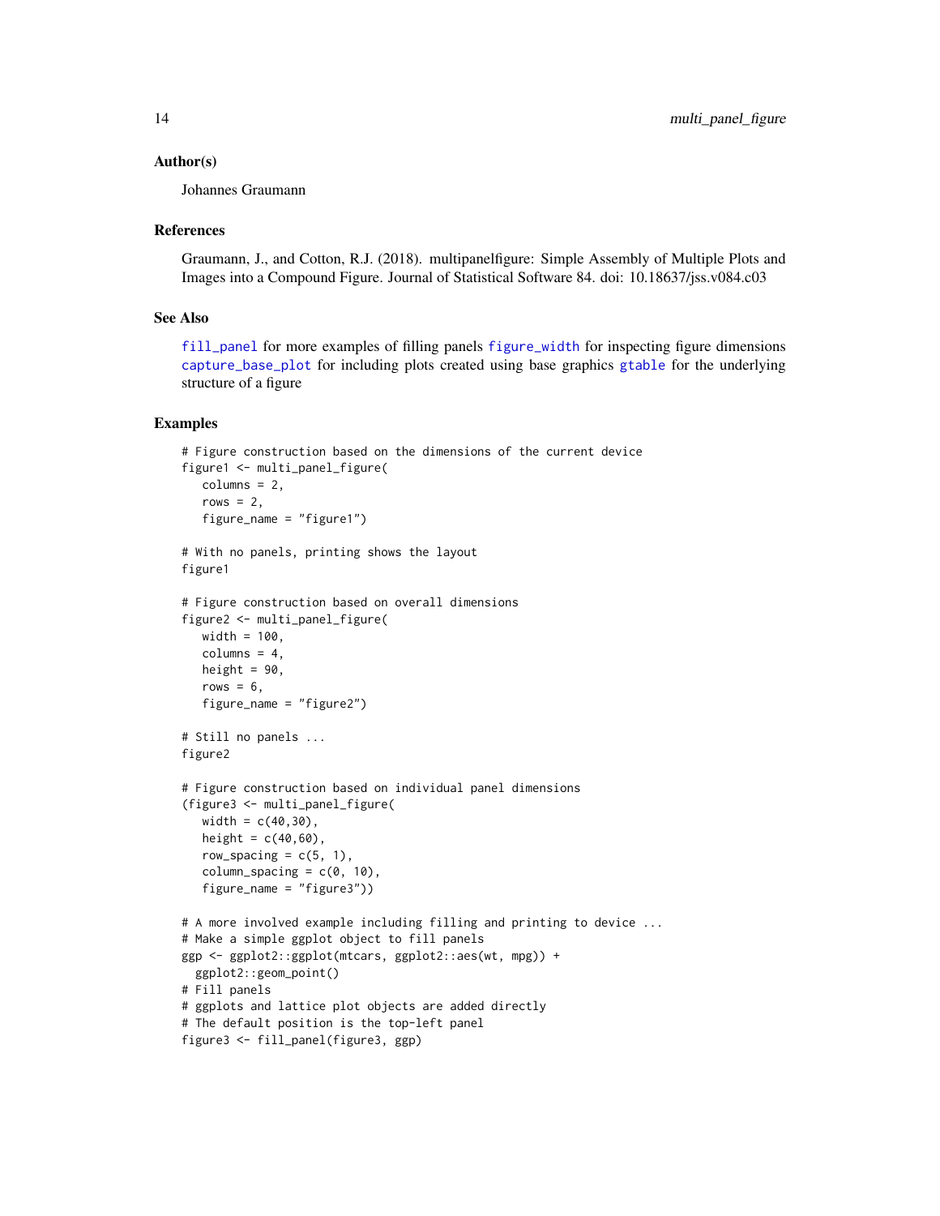### Author(s)

Johannes Graumann

### References

Graumann, J., and Cotton, R.J. (2018). multipanelfigure: Simple Assembly of Multiple Plots and Images into a Compound Figure. Journal of Statistical Software 84. doi: 10.18637/jss.v084.c03

### See Also

fill_panel for more examples of filling panels figure_width for inspecting figure dimensions capture_base_plot for including plots created using base graphics gtable for the underlying structure of a figure

### Examples

```
# Figure construction based on the dimensions of the current device
figure1 <- multi_panel_figure(
   columns = 2,
   rows = 2,
   figure_name = "figure1")

# With no panels, printing shows the layout
figure1

# Figure construction based on overall dimensions
figure2 <- multi_panel_figure(
   width = 100,
   columns = 4,
   height = 90,
   rows = 6,
   figure_name = "figure2")

# Still no panels ...
figure2

# Figure construction based on individual panel dimensions
(figure3 <- multi_panel_figure(
   width = c(40,30),
   height = c(40,60),
   row_spacing = c(5, 1),
   column_spacing = c(0, 10),
   figure_name = "figure3"))

# A more involved example including filling and printing to device ...
# Make a simple ggplot object to fill panels
ggp <- ggplot2::ggplot(mtcars, ggplot2::aes(wt, mpg)) +
  ggplot2::geom_point()
# Fill panels
# ggplots and lattice plot objects are added directly
# The default position is the top-left panel
figure3 <- fill_panel(figure3, ggp)
```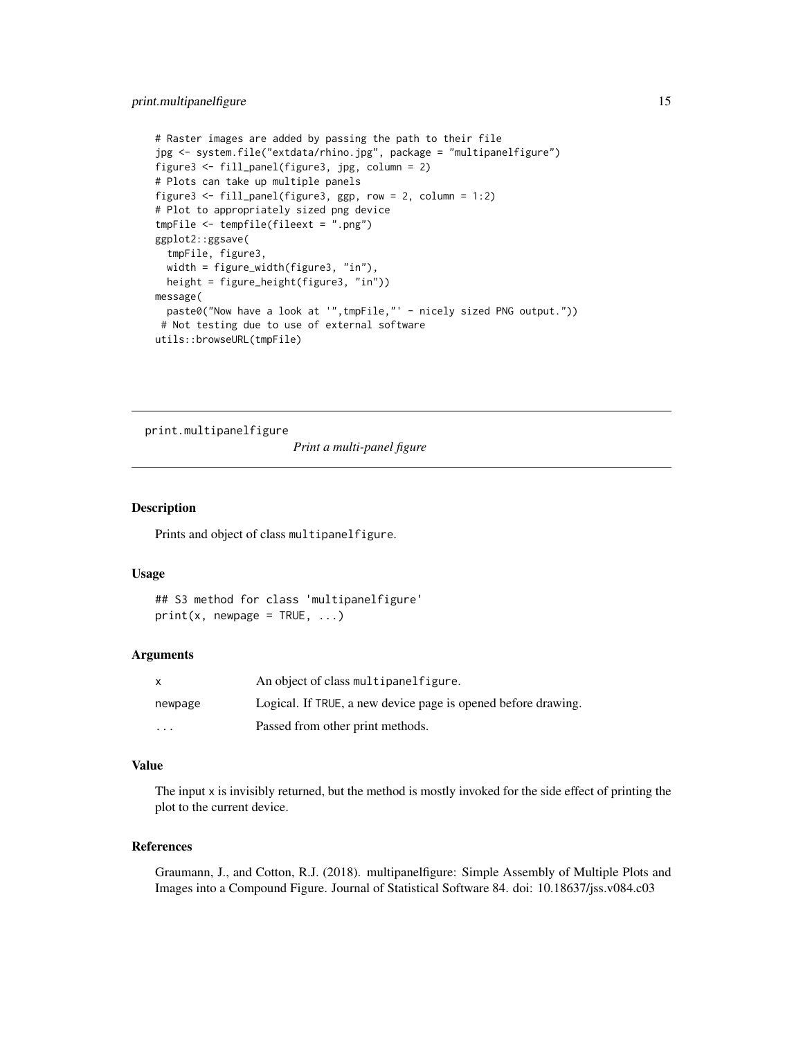```
# Raster images are added by passing the path to their file
jpg <- system.file("extdata/rhino.jpg", package = "multipanelfigure")
figure3 <- fill_panel(figure3, jpg, column = 2)
# Plots can take up multiple panels
figure3 <- fill_panel(figure3, ggp, row = 2, column = 1:2)
# Plot to appropriately sized png device
tmpFile <- tempfile(fileext = ".png")
ggplot2::ggsave(
  tmpFile, figure3,
  width = figure_width(figure3, "in"),
  height = figure_height(figure3, "in"))
message(
  paste0("Now have a look at '",tmpFile,"' - nicely sized PNG output."))
 # Not testing due to use of external software
utils::browseURL(tmpFile)
```

## print.multipanelfigure

*Print a multi-panel figure*

### Description

Prints and object of class `multipanelfigure`.

### Usage

```
## S3 method for class 'multipanelfigure'
print(x, newpage = TRUE, ...)
```

### Arguments

| | |
|---|---|
| `x` | An object of class `multipanelfigure`. |
| `newpage` | Logical. If `TRUE`, a new device page is opened before drawing. |
| `...` | Passed from other print methods. |

### Value

The input `x` is invisibly returned, but the method is mostly invoked for the side effect of printing the plot to the current device.

### References

Graumann, J., and Cotton, R.J. (2018). multipanelfigure: Simple Assembly of Multiple Plots and Images into a Compound Figure. Journal of Statistical Software 84. doi: 10.18637/jss.v084.c03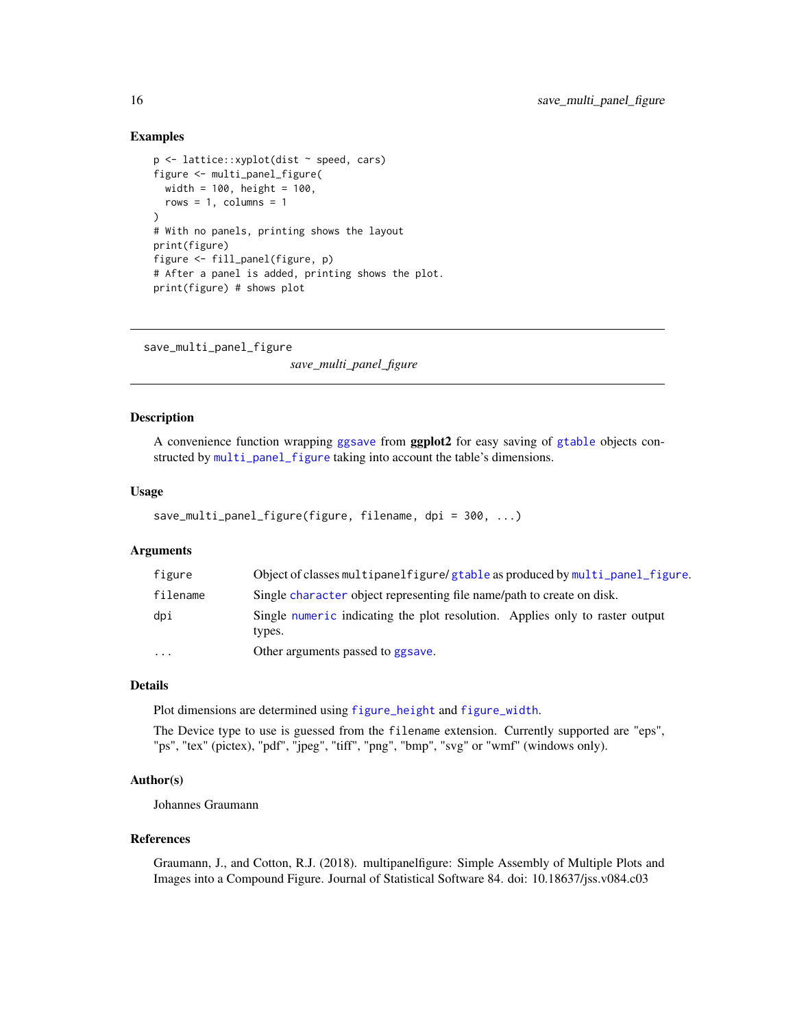### Examples

```
p <- lattice::xyplot(dist ~ speed, cars)
figure <- multi_panel_figure(
  width = 100, height = 100,
  rows = 1, columns = 1
)
# With no panels, printing shows the layout
print(figure)
figure <- fill_panel(figure, p)
# After a panel is added, printing shows the plot.
print(figure) # shows plot
```

---

## save_multi_panel_figure

*save_multi_panel_figure*

---

### Description

A convenience function wrapping `ggsave` from **ggplot2** for easy saving of `gtable` objects constructed by `multi_panel_figure` taking into account the table's dimensions.

### Usage

```
save_multi_panel_figure(figure, filename, dpi = 300, ...)
```

### Arguments

| | |
|---|---|
| figure | Object of classes `multipanelfigure`/ `gtable` as produced by `multi_panel_figure`. |
| filename | Single `character` object representing file name/path to create on disk. |
| dpi | Single `numeric` indicating the plot resolution. Applies only to raster output types. |
| ... | Other arguments passed to `ggsave`. |

### Details

Plot dimensions are determined using `figure_height` and `figure_width`.

The Device type to use is guessed from the `filename` extension. Currently supported are "eps", "ps", "tex" (pictex), "pdf", "jpeg", "tiff", "png", "bmp", "svg" or "wmf" (windows only).

### Author(s)

Johannes Graumann

### References

Graumann, J., and Cotton, R.J. (2018). multipanelfigure: Simple Assembly of Multiple Plots and Images into a Compound Figure. Journal of Statistical Software 84. doi: 10.18637/jss.v084.c03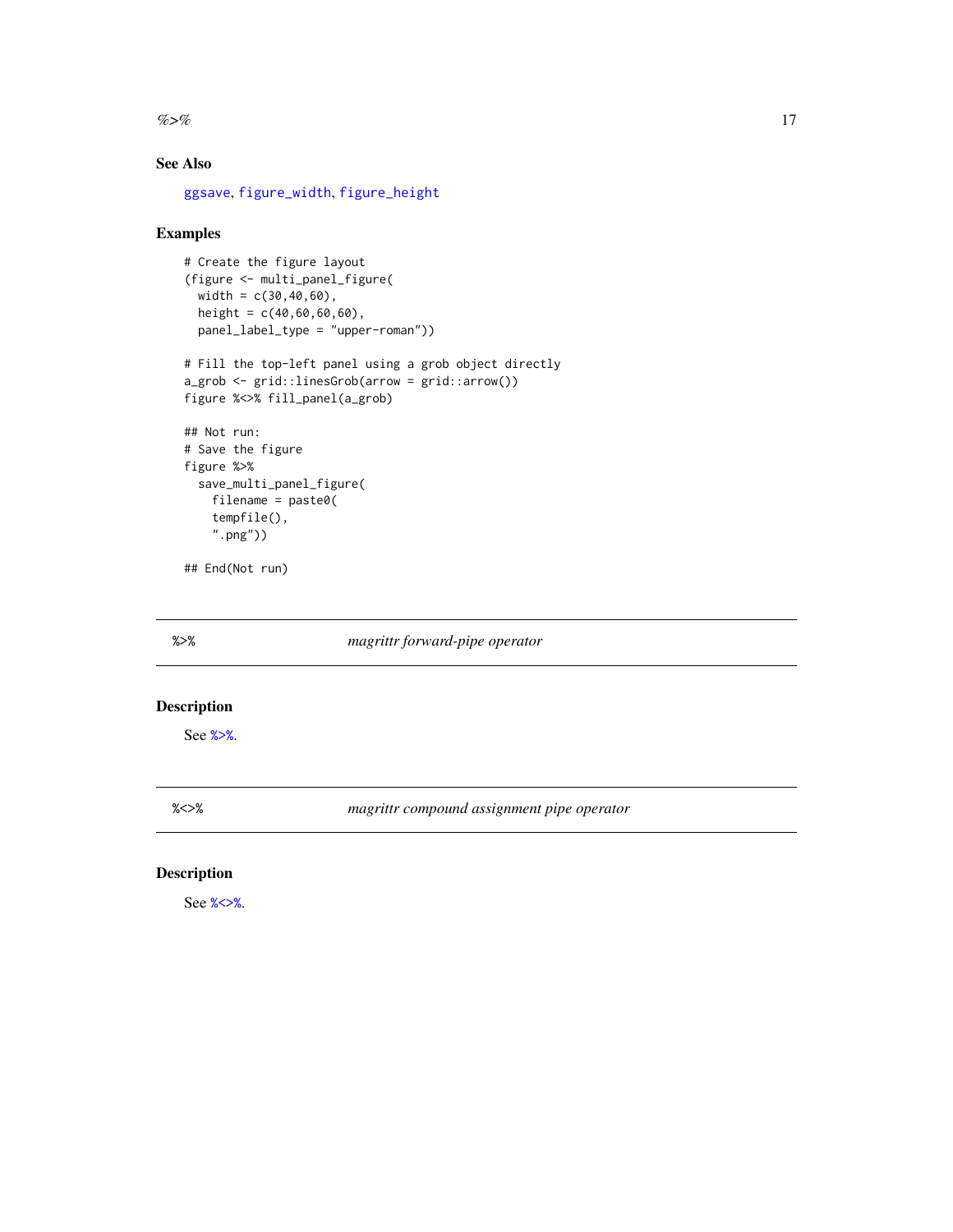## See Also

ggsave, figure_width, figure_height

## Examples

```
# Create the figure layout
(figure <- multi_panel_figure(
  width = c(30,40,60),
  height = c(40,60,60,60),
  panel_label_type = "upper-roman"))

# Fill the top-left panel using a grob object directly
a_grob <- grid::linesGrob(arrow = grid::arrow())
figure %<>% fill_panel(a_grob)

## Not run:
# Save the figure
figure %>%
  save_multi_panel_figure(
    filename = paste0(
    tempfile(),
    ".png"))

## End(Not run)
```

---

`%>%` *magrittr forward-pipe operator*

---

## Description

See %>%.

---

`%<>%` *magrittr compound assignment pipe operator*

---

## Description

See %<>%.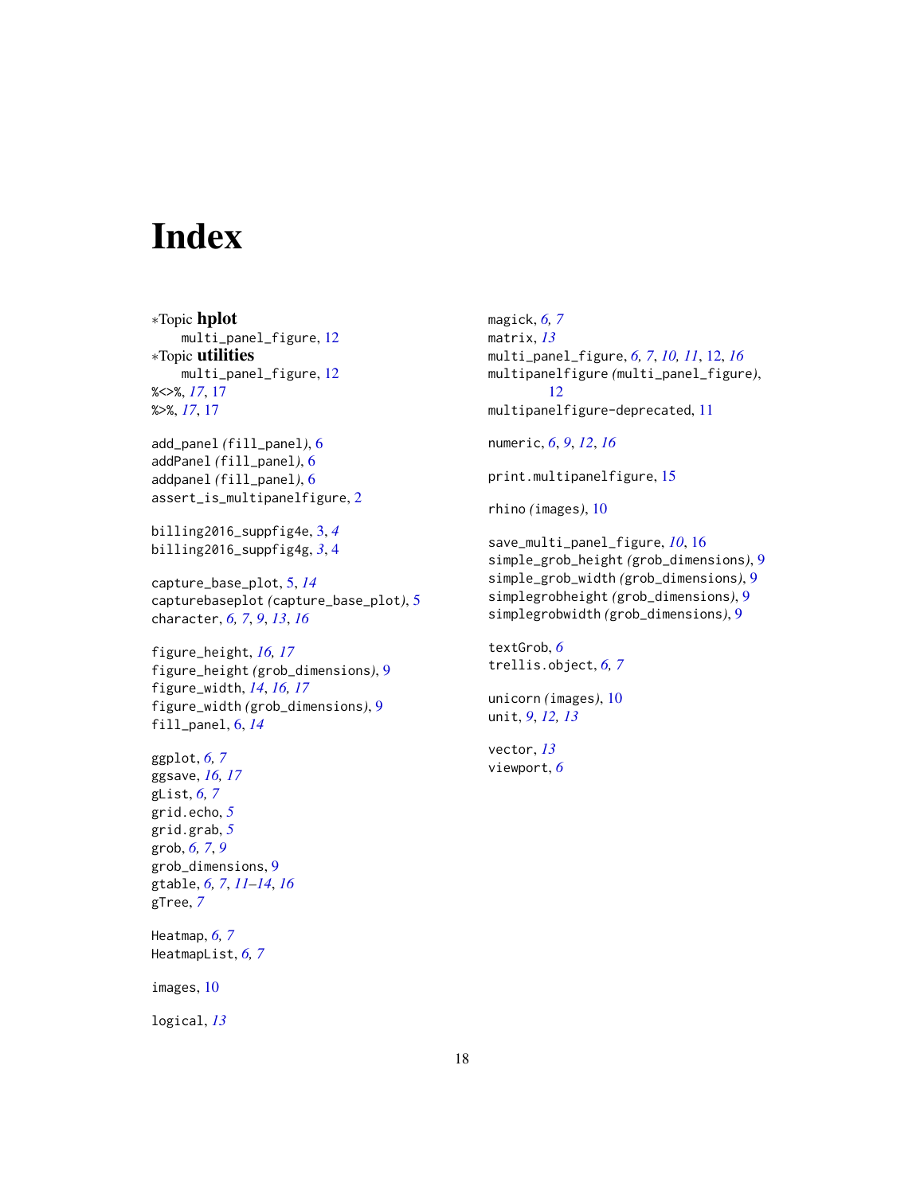# Index

∗Topic **hplot**
    multi_panel_figure, 12
∗Topic **utilities**
    multi_panel_figure, 12
%<>%, *17*, 17
%>%, *17*, 17

add_panel *(*fill_panel*)*, 6
addPanel *(*fill_panel*)*, 6
addpanel *(*fill_panel*)*, 6
assert_is_multipanelfigure, 2

billing2016_suppfig4e, 3, *4*
billing2016_suppfig4g, 3, 4

capture_base_plot, 5, *14*
capturebaseplot *(*capture_base_plot*)*, 5
character, *6, 7*, *9*, *13*, *16*

figure_height, *16, 17*
figure_height *(*grob_dimensions*)*, 9
figure_width, *14*, *16, 17*
figure_width *(*grob_dimensions*)*, 9
fill_panel, 6, *14*

ggplot, *6, 7*
ggsave, *16, 17*
gList, *6, 7*
grid.echo, *5*
grid.grab, *5*
grob, *6, 7*, *9*
grob_dimensions, 9
gtable, *6, 7*, *11–14*, *16*
gTree, *7*

Heatmap, *6, 7*
HeatmapList, *6, 7*

images, 10

logical, *13*

magick, *6, 7*
matrix, *13*
multi_panel_figure, *6, 7*, *10, 11*, 12, *16*
multipanelfigure *(*multi_panel_figure*)*, 12
multipanelfigure-deprecated, 11

numeric, *6*, *9*, *12*, *16*

print.multipanelfigure, 15

rhino *(*images*)*, 10

save_multi_panel_figure, *10*, 16
simple_grob_height *(*grob_dimensions*)*, 9
simple_grob_width *(*grob_dimensions*)*, 9
simplegrobheight *(*grob_dimensions*)*, 9
simplegrobwidth *(*grob_dimensions*)*, 9

textGrob, *6*
trellis.object, *6, 7*

unicorn *(*images*)*, 10
unit, *9*, *12, 13*

vector, *13*
viewport, *6*